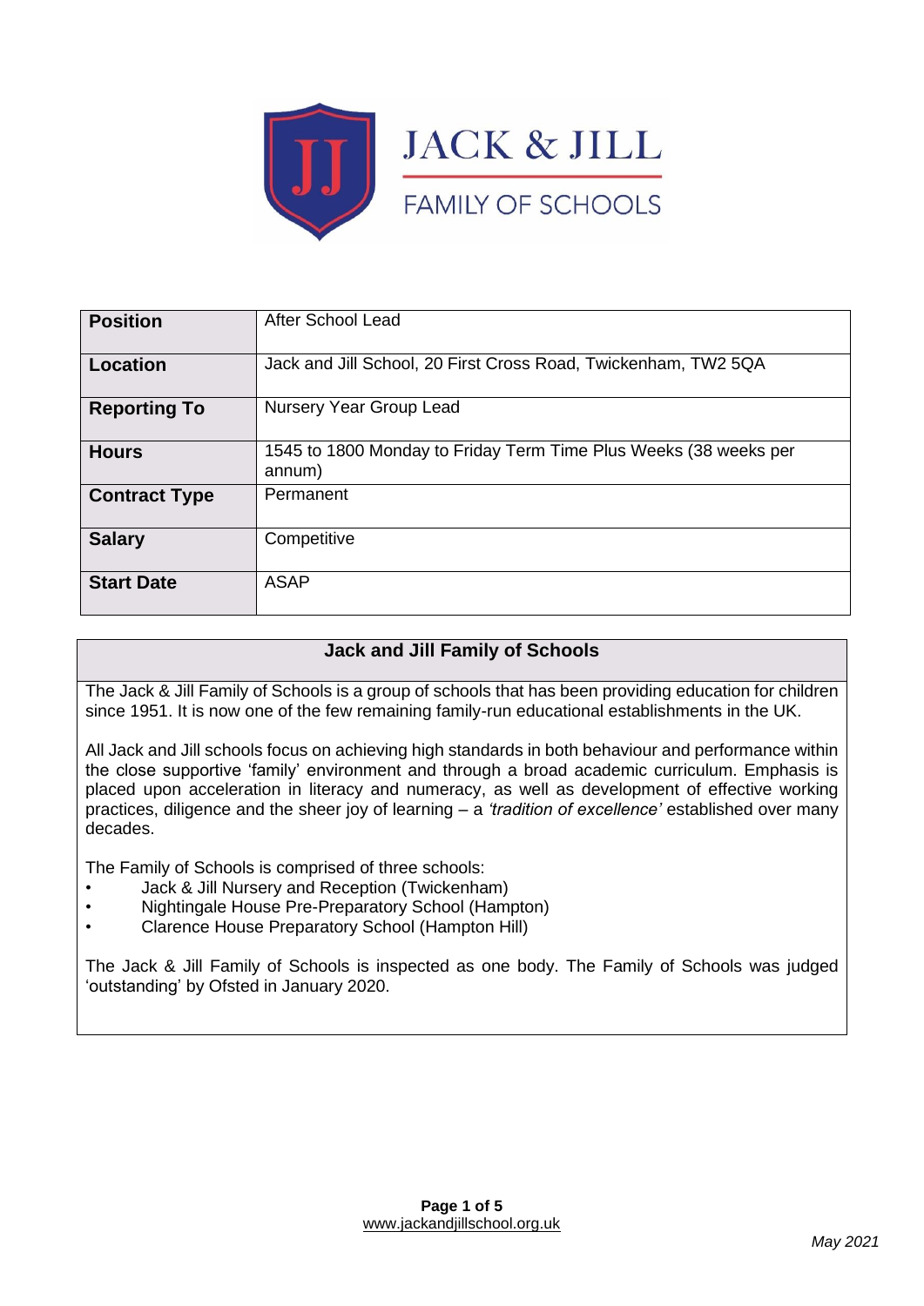JACK & JILL

FAMILY OF SCHOOLS

| Position | After School Lead |
| --- | --- |
| Location | Jack and Jill School, 20 First Cross Road, Twickenham, TW2 5QA |
| Reporting To | Nursery Year Group Lead |
| Hours | 1545 to 1800 Monday to Friday Term Time Plus Weeks (38 weeks per annum) |
| Contract Type | Permanent |
| Salary | Competitive |
| Start Date | ASAP |

## Jack and Jill Family of Schools

The Jack & Jill Family of Schools is a group of schools that has been providing education for children since 1951. It is now one of the few remaining family-run educational establishments in the UK.

All Jack and Jill schools focus on achieving high standards in both behaviour and performance within the close supportive 'family' environment and through a broad academic curriculum. Emphasis is placed upon acceleration in literacy and numeracy, as well as development of effective working practices, diligence and the sheer joy of learning – a *'tradition of excellence'* established over many decades.

The Family of Schools is comprised of three schools:

- Jack & Jill Nursery and Reception (Twickenham)
- Nightingale House Pre-Preparatory School (Hampton)
- Clarence House Preparatory School (Hampton Hill)

The Jack & Jill Family of Schools is inspected as one body. The Family of Schools was judged 'outstanding' by Ofsted in January 2020.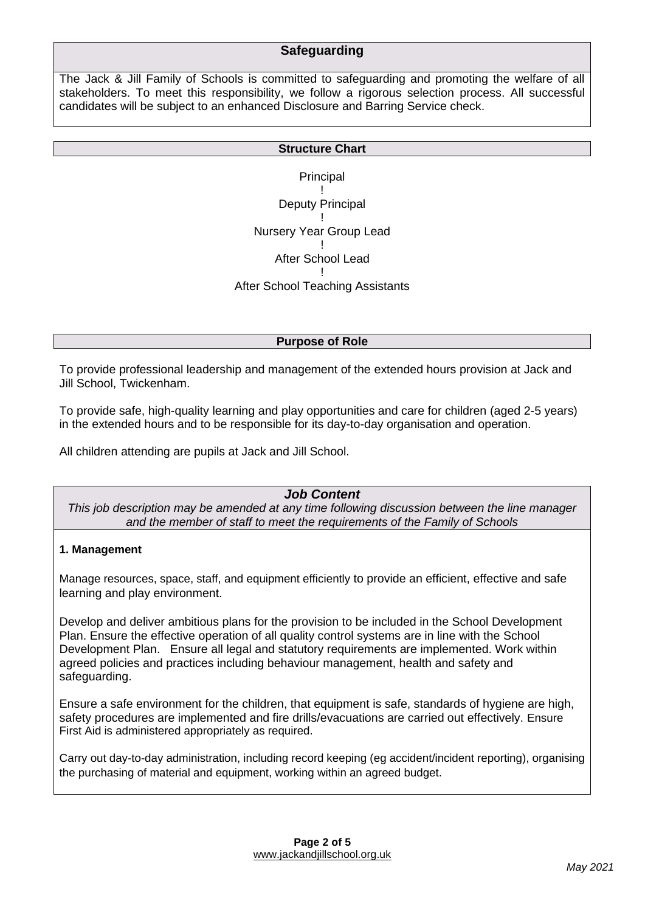## Safeguarding

The Jack & Jill Family of Schools is committed to safeguarding and promoting the welfare of all stakeholders. To meet this responsibility, we follow a rigorous selection process. All successful candidates will be subject to an enhanced Disclosure and Barring Service check.

## Structure Chart

Principal
!
Deputy Principal
!
Nursery Year Group Lead
!
After School Lead
!
After School Teaching Assistants

## Purpose of Role

To provide professional leadership and management of the extended hours provision at Jack and Jill School, Twickenham.

To provide safe, high-quality learning and play opportunities and care for children (aged 2-5 years) in the extended hours and to be responsible for its day-to-day organisation and operation.

All children attending are pupils at Jack and Jill School.

## *Job Content*

*This job description may be amended at any time following discussion between the line manager and the member of staff to meet the requirements of the Family of Schools*

### 1. Management

Manage resources, space, staff, and equipment efficiently to provide an efficient, effective and safe learning and play environment.

Develop and deliver ambitious plans for the provision to be included in the School Development Plan. Ensure the effective operation of all quality control systems are in line with the School Development Plan. Ensure all legal and statutory requirements are implemented. Work within agreed policies and practices including behaviour management, health and safety and safeguarding.

Ensure a safe environment for the children, that equipment is safe, standards of hygiene are high, safety procedures are implemented and fire drills/evacuations are carried out effectively. Ensure First Aid is administered appropriately as required.

Carry out day-to-day administration, including record keeping (eg accident/incident reporting), organising the purchasing of material and equipment, working within an agreed budget.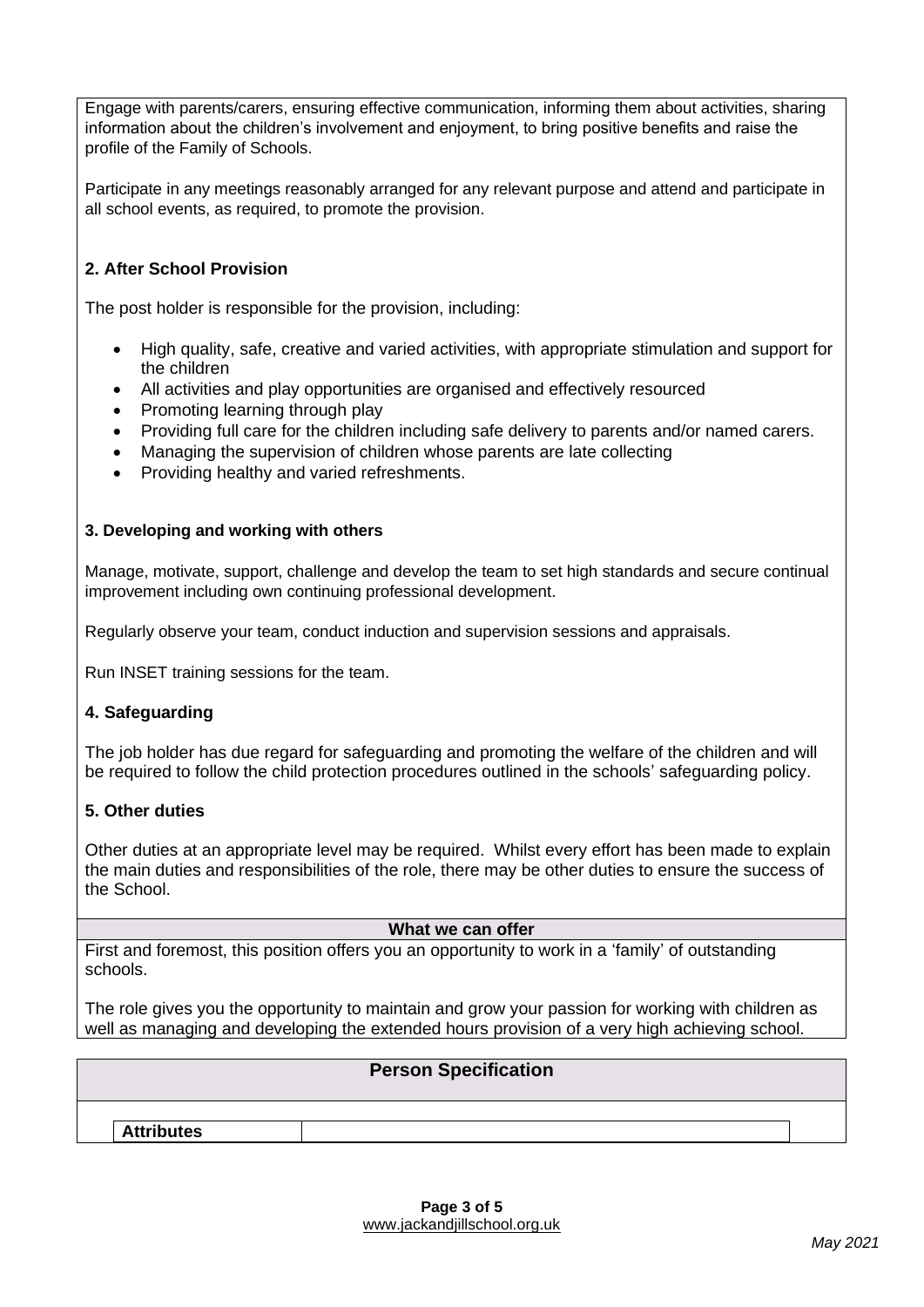Engage with parents/carers, ensuring effective communication, informing them about activities, sharing information about the children's involvement and enjoyment, to bring positive benefits and raise the profile of the Family of Schools.

Participate in any meetings reasonably arranged for any relevant purpose and attend and participate in all school events, as required, to promote the provision.

### 2. After School Provision

The post holder is responsible for the provision, including:

- High quality, safe, creative and varied activities, with appropriate stimulation and support for the children
- All activities and play opportunities are organised and effectively resourced
- Promoting learning through play
- Providing full care for the children including safe delivery to parents and/or named carers.
- Managing the supervision of children whose parents are late collecting
- Providing healthy and varied refreshments.

### 3. Developing and working with others

Manage, motivate, support, challenge and develop the team to set high standards and secure continual improvement including own continuing professional development.

Regularly observe your team, conduct induction and supervision sessions and appraisals.

Run INSET training sessions for the team.

### 4. Safeguarding

The job holder has due regard for safeguarding and promoting the welfare of the children and will be required to follow the child protection procedures outlined in the schools' safeguarding policy.

### 5. Other duties

Other duties at an appropriate level may be required. Whilst every effort has been made to explain the main duties and responsibilities of the role, there may be other duties to ensure the success of the School.

## What we can offer

First and foremost, this position offers you an opportunity to work in a 'family' of outstanding schools.

The role gives you the opportunity to maintain and grow your passion for working with children as well as managing and developing the extended hours provision of a very high achieving school.

## Person Specification

| **Attributes** | |
|---|---|

*May 2021*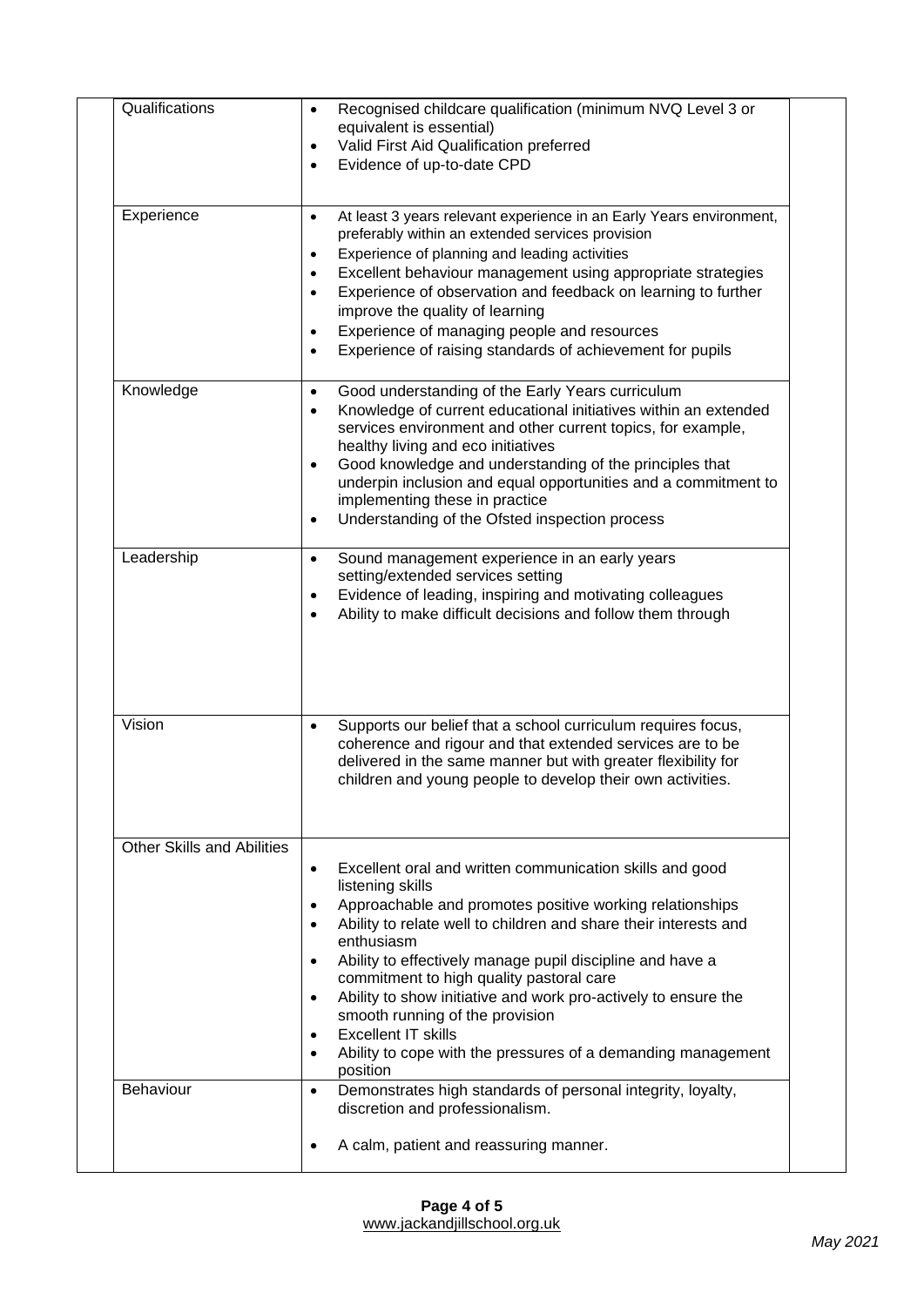| | |
|---|---|
| Qualifications | • Recognised childcare qualification (minimum NVQ Level 3 or equivalent is essential)<br>• Valid First Aid Qualification preferred<br>• Evidence of up-to-date CPD |
| Experience | • At least 3 years relevant experience in an Early Years environment, preferably within an extended services provision<br>• Experience of planning and leading activities<br>• Excellent behaviour management using appropriate strategies<br>• Experience of observation and feedback on learning to further improve the quality of learning<br>• Experience of managing people and resources<br>• Experience of raising standards of achievement for pupils |
| Knowledge | • Good understanding of the Early Years curriculum<br>• Knowledge of current educational initiatives within an extended services environment and other current topics, for example, healthy living and eco initiatives<br>• Good knowledge and understanding of the principles that underpin inclusion and equal opportunities and a commitment to implementing these in practice<br>• Understanding of the Ofsted inspection process |
| Leadership | • Sound management experience in an early years setting/extended services setting<br>• Evidence of leading, inspiring and motivating colleagues<br>• Ability to make difficult decisions and follow them through |
| Vision | • Supports our belief that a school curriculum requires focus, coherence and rigour and that extended services are to be delivered in the same manner but with greater flexibility for children and young people to develop their own activities. |
| Other Skills and Abilities | • Excellent oral and written communication skills and good listening skills<br>• Approachable and promotes positive working relationships<br>• Ability to relate well to children and share their interests and enthusiasm<br>• Ability to effectively manage pupil discipline and have a commitment to high quality pastoral care<br>• Ability to show initiative and work pro-actively to ensure the smooth running of the provision<br>• Excellent IT skills<br>• Ability to cope with the pressures of a demanding management position |
| Behaviour | • Demonstrates high standards of personal integrity, loyalty, discretion and professionalism.<br>• A calm, patient and reassuring manner. |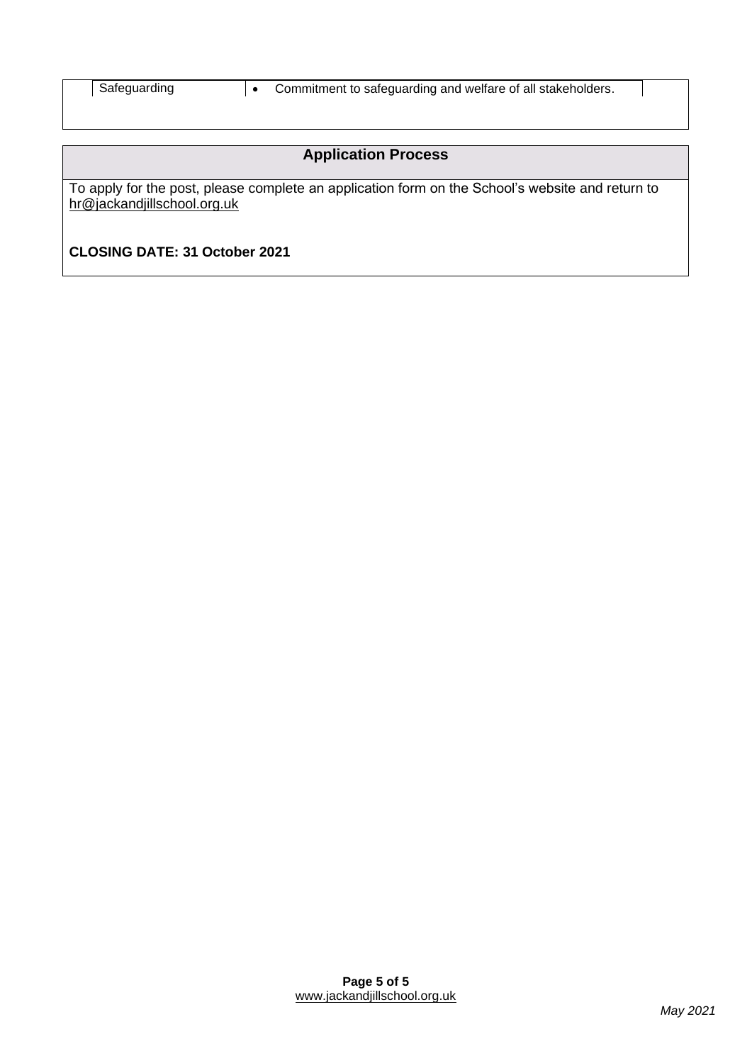| | |
|---|---|
| Safeguarding | • Commitment to safeguarding and welfare of all stakeholders. |

## Application Process

To apply for the post, please complete an application form on the School's website and return to hr@jackandjillschool.org.uk

**CLOSING DATE: 31 October 2021**